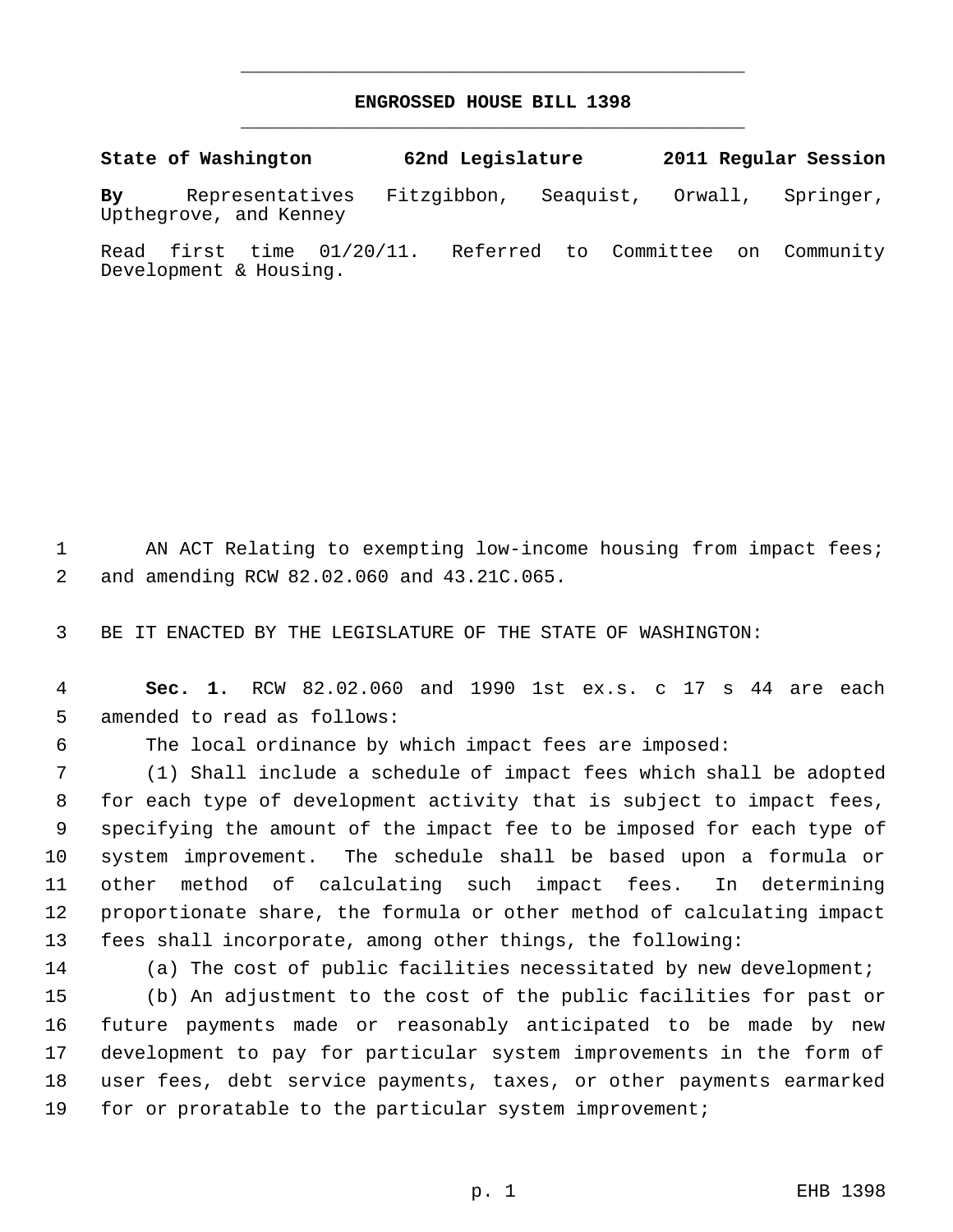# ENGROSSED HOUSE BILL 1398

**State of Washington 62nd Legislature 2011 Regular Session**

**By** Representatives Fitzgibbon, Seaquist, Orwall, Springer, Upthegrove, and Kenney

Read first time 01/20/11. Referred to Committee on Community Development & Housing.

AN ACT Relating to exempting low-income housing from impact fees; and amending RCW 82.02.060 and 43.21C.065.

BE IT ENACTED BY THE LEGISLATURE OF THE STATE OF WASHINGTON:

**Sec. 1.** RCW 82.02.060 and 1990 1st ex.s. c 17 s 44 are each amended to read as follows:

The local ordinance by which impact fees are imposed:

(1) Shall include a schedule of impact fees which shall be adopted for each type of development activity that is subject to impact fees, specifying the amount of the impact fee to be imposed for each type of system improvement. The schedule shall be based upon a formula or other method of calculating such impact fees. In determining proportionate share, the formula or other method of calculating impact fees shall incorporate, among other things, the following:

(a) The cost of public facilities necessitated by new development;

(b) An adjustment to the cost of the public facilities for past or future payments made or reasonably anticipated to be made by new development to pay for particular system improvements in the form of user fees, debt service payments, taxes, or other payments earmarked for or proratable to the particular system improvement;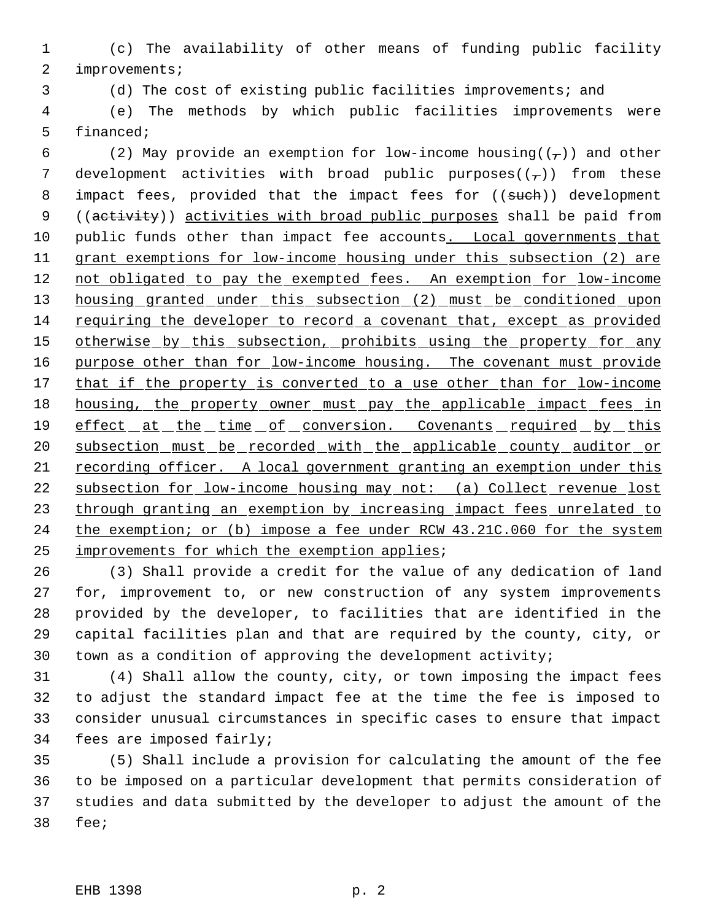(c) The availability of other means of funding public facility improvements;

(d) The cost of existing public facilities improvements; and

(e) The methods by which public facilities improvements were financed;

(2) May provide an exemption for low-income housing((,)) and other development activities with broad public purposes((,)) from these impact fees, provided that the impact fees for ((~~such~~)) development ((~~activity~~)) activities with broad public purposes shall be paid from public funds other than impact fee accounts. Local governments that grant exemptions for low-income housing under this subsection (2) are not obligated to pay the exempted fees. An exemption for low-income housing granted under this subsection (2) must be conditioned upon requiring the developer to record a covenant that, except as provided otherwise by this subsection, prohibits using the property for any purpose other than for low-income housing. The covenant must provide that if the property is converted to a use other than for low-income housing, the property owner must pay the applicable impact fees in effect at the time of conversion. Covenants required by this subsection must be recorded with the applicable county auditor or recording officer. A local government granting an exemption under this subsection for low-income housing may not: (a) Collect revenue lost through granting an exemption by increasing impact fees unrelated to the exemption; or (b) impose a fee under RCW 43.21C.060 for the system improvements for which the exemption applies;

(3) Shall provide a credit for the value of any dedication of land for, improvement to, or new construction of any system improvements provided by the developer, to facilities that are identified in the capital facilities plan and that are required by the county, city, or town as a condition of approving the development activity;

(4) Shall allow the county, city, or town imposing the impact fees to adjust the standard impact fee at the time the fee is imposed to consider unusual circumstances in specific cases to ensure that impact fees are imposed fairly;

(5) Shall include a provision for calculating the amount of the fee to be imposed on a particular development that permits consideration of studies and data submitted by the developer to adjust the amount of the fee;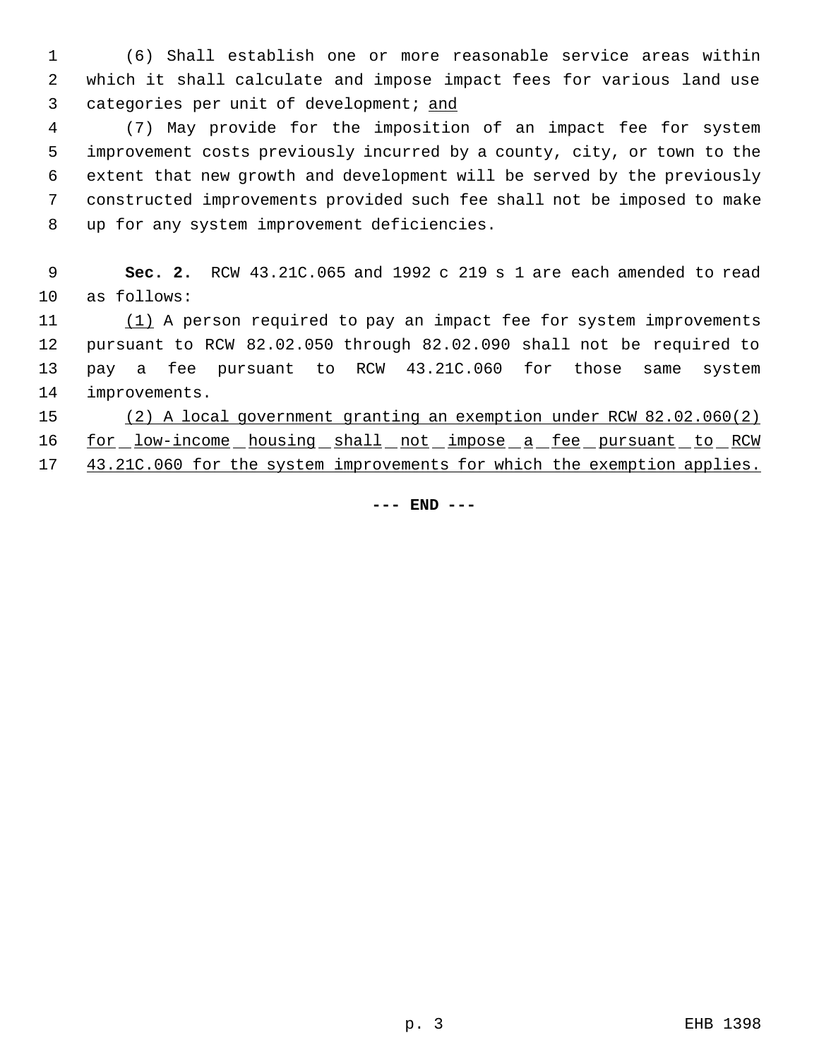(6) Shall establish one or more reasonable service areas within which it shall calculate and impose impact fees for various land use categories per unit of development; <u>and</u>

(7) May provide for the imposition of an impact fee for system improvement costs previously incurred by a county, city, or town to the extent that new growth and development will be served by the previously constructed improvements provided such fee shall not be imposed to make up for any system improvement deficiencies.

**Sec. 2.** RCW 43.21C.065 and 1992 c 219 s 1 are each amended to read as follows:

<u>(1)</u> A person required to pay an impact fee for system improvements pursuant to RCW 82.02.050 through 82.02.090 shall not be required to pay a fee pursuant to RCW 43.21C.060 for those same system improvements.

<u>(2) A local government granting an exemption under RCW 82.02.060(2) for low-income housing shall not impose a fee pursuant to RCW 43.21C.060 for the system improvements for which the exemption applies.</u>

**--- END ---**